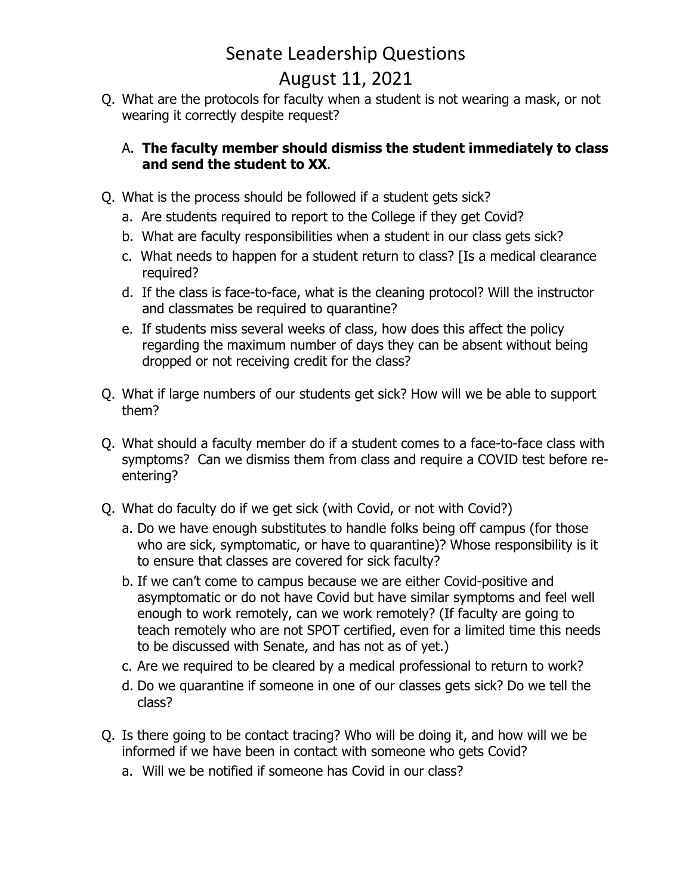# Senate Leadership Questions

## August 11, 2021

Q. What are the protocols for faculty when a student is not wearing a mask, or not wearing it correctly despite request?

A. **The faculty member should dismiss the student immediately to class and send the student to XX**.

Q. What is the process should be followed if a student gets sick?

a. Are students required to report to the College if they get Covid?

b. What are faculty responsibilities when a student in our class gets sick?

c. What needs to happen for a student return to class? [Is a medical clearance required?

d. If the class is face-to-face, what is the cleaning protocol? Will the instructor and classmates be required to quarantine?

e. If students miss several weeks of class, how does this affect the policy regarding the maximum number of days they can be absent without being dropped or not receiving credit for the class?

Q. What if large numbers of our students get sick? How will we be able to support them?

Q. What should a faculty member do if a student comes to a face-to-face class with symptoms? Can we dismiss them from class and require a COVID test before re-entering?

Q. What do faculty do if we get sick (with Covid, or not with Covid?)

a. Do we have enough substitutes to handle folks being off campus (for those who are sick, symptomatic, or have to quarantine)? Whose responsibility is it to ensure that classes are covered for sick faculty?

b. If we can't come to campus because we are either Covid-positive and asymptomatic or do not have Covid but have similar symptoms and feel well enough to work remotely, can we work remotely? (If faculty are going to teach remotely who are not SPOT certified, even for a limited time this needs to be discussed with Senate, and has not as of yet.)

c. Are we required to be cleared by a medical professional to return to work?

d. Do we quarantine if someone in one of our classes gets sick? Do we tell the class?

Q. Is there going to be contact tracing? Who will be doing it, and how will we be informed if we have been in contact with someone who gets Covid?

a. Will we be notified if someone has Covid in our class?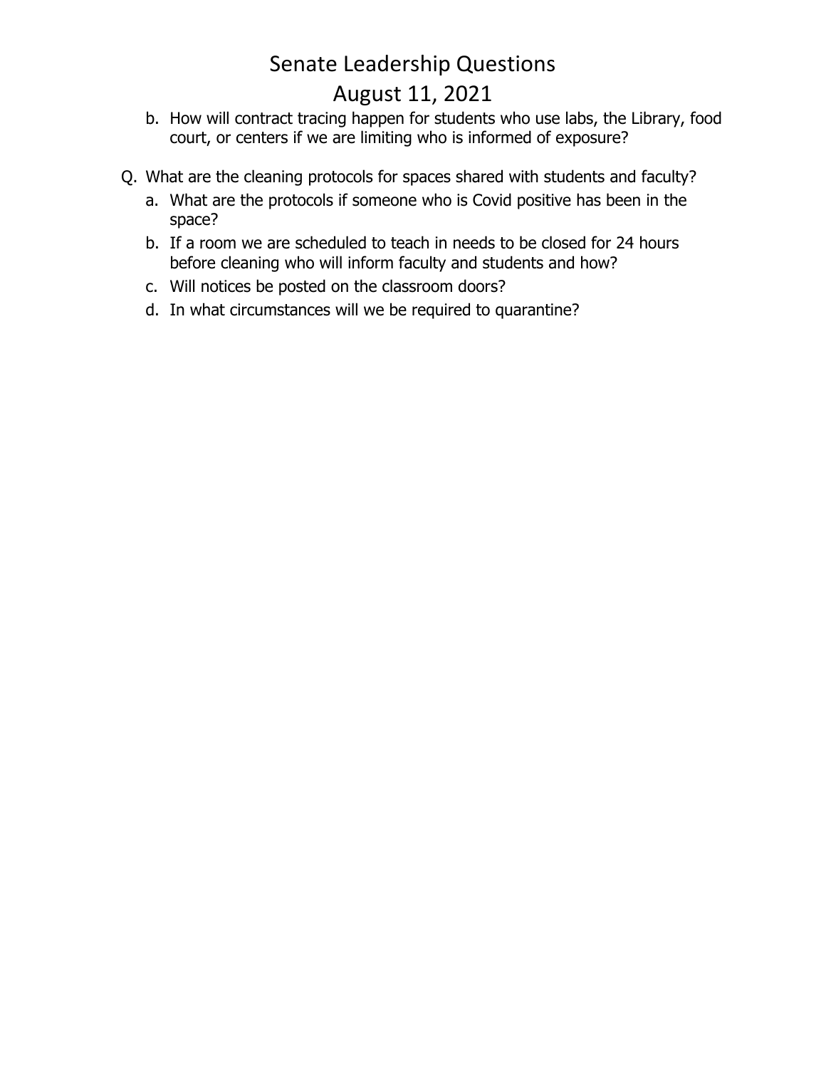b. How will contract tracing happen for students who use labs, the Library, food court, or centers if we are limiting who is informed of exposure?

Q. What are the cleaning protocols for spaces shared with students and faculty?
   a. What are the protocols if someone who is Covid positive has been in the space?
   b. If a room we are scheduled to teach in needs to be closed for 24 hours before cleaning who will inform faculty and students and how?
   c. Will notices be posted on the classroom doors?
   d. In what circumstances will we be required to quarantine?